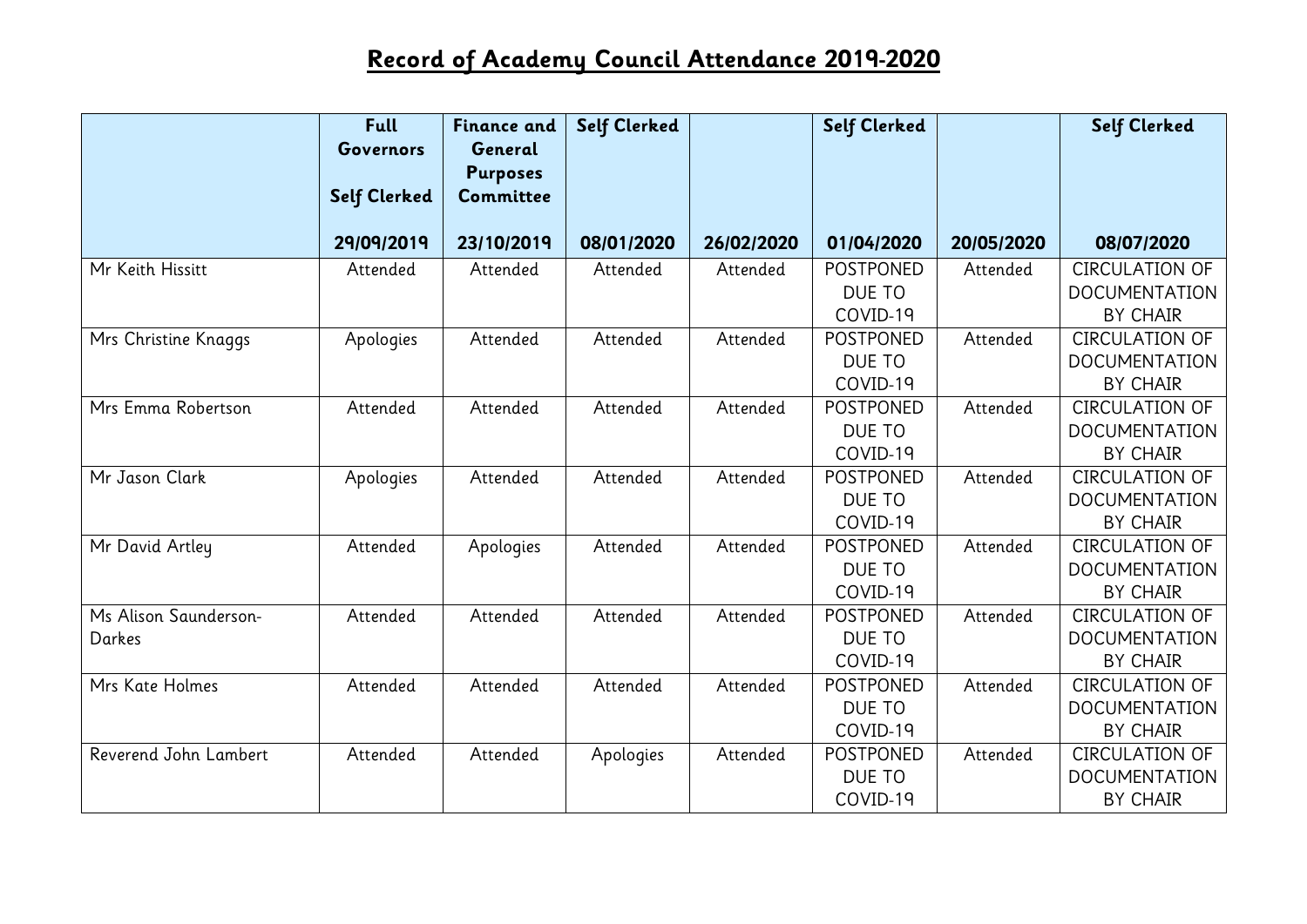# Record of Academy Council Attendance 2019-2020

| | Full Governors<br><br>Self Clerked<br><br>29/09/2019 | Finance and General Purposes Committee<br><br>23/10/2019 | Self Clerked<br><br>08/01/2020 | 26/02/2020 | Self Clerked<br><br>01/04/2020 | 20/05/2020 | Self Clerked<br><br>08/07/2020 |
|---|---|---|---|---|---|---|---|
| Mr Keith Hissitt | Attended | Attended | Attended | Attended | POSTPONED DUE TO COVID-19 | Attended | CIRCULATION OF DOCUMENTATION BY CHAIR |
| Mrs Christine Knaggs | Apologies | Attended | Attended | Attended | POSTPONED DUE TO COVID-19 | Attended | CIRCULATION OF DOCUMENTATION BY CHAIR |
| Mrs Emma Robertson | Attended | Attended | Attended | Attended | POSTPONED DUE TO COVID-19 | Attended | CIRCULATION OF DOCUMENTATION BY CHAIR |
| Mr Jason Clark | Apologies | Attended | Attended | Attended | POSTPONED DUE TO COVID-19 | Attended | CIRCULATION OF DOCUMENTATION BY CHAIR |
| Mr David Artley | Attended | Apologies | Attended | Attended | POSTPONED DUE TO COVID-19 | Attended | CIRCULATION OF DOCUMENTATION BY CHAIR |
| Ms Alison Saunderson-Darkes | Attended | Attended | Attended | Attended | POSTPONED DUE TO COVID-19 | Attended | CIRCULATION OF DOCUMENTATION BY CHAIR |
| Mrs Kate Holmes | Attended | Attended | Attended | Attended | POSTPONED DUE TO COVID-19 | Attended | CIRCULATION OF DOCUMENTATION BY CHAIR |
| Reverend John Lambert | Attended | Attended | Apologies | Attended | POSTPONED DUE TO COVID-19 | Attended | CIRCULATION OF DOCUMENTATION BY CHAIR |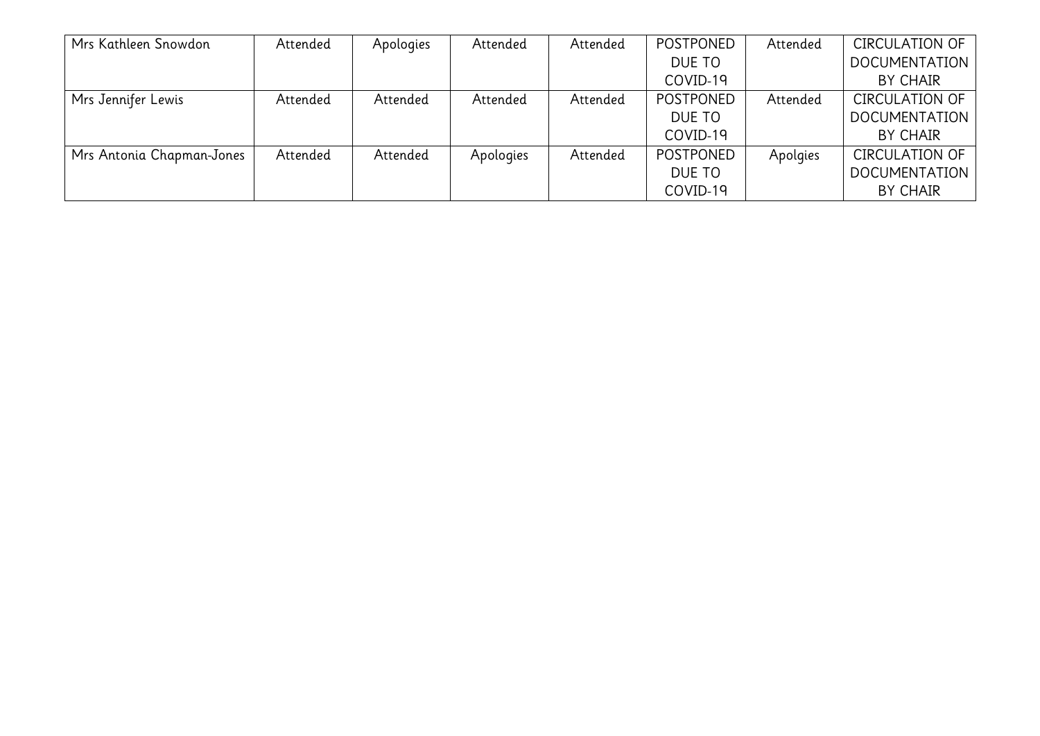| | | | | | | | |
|---|---|---|---|---|---|---|---|
| Mrs Kathleen Snowdon | Attended | Apologies | Attended | Attended | POSTPONED DUE TO COVID-19 | Attended | CIRCULATION OF DOCUMENTATION BY CHAIR |
| Mrs Jennifer Lewis | Attended | Attended | Attended | Attended | POSTPONED DUE TO COVID-19 | Attended | CIRCULATION OF DOCUMENTATION BY CHAIR |
| Mrs Antonia Chapman-Jones | Attended | Attended | Apologies | Attended | POSTPONED DUE TO COVID-19 | Apolgies | CIRCULATION OF DOCUMENTATION BY CHAIR |